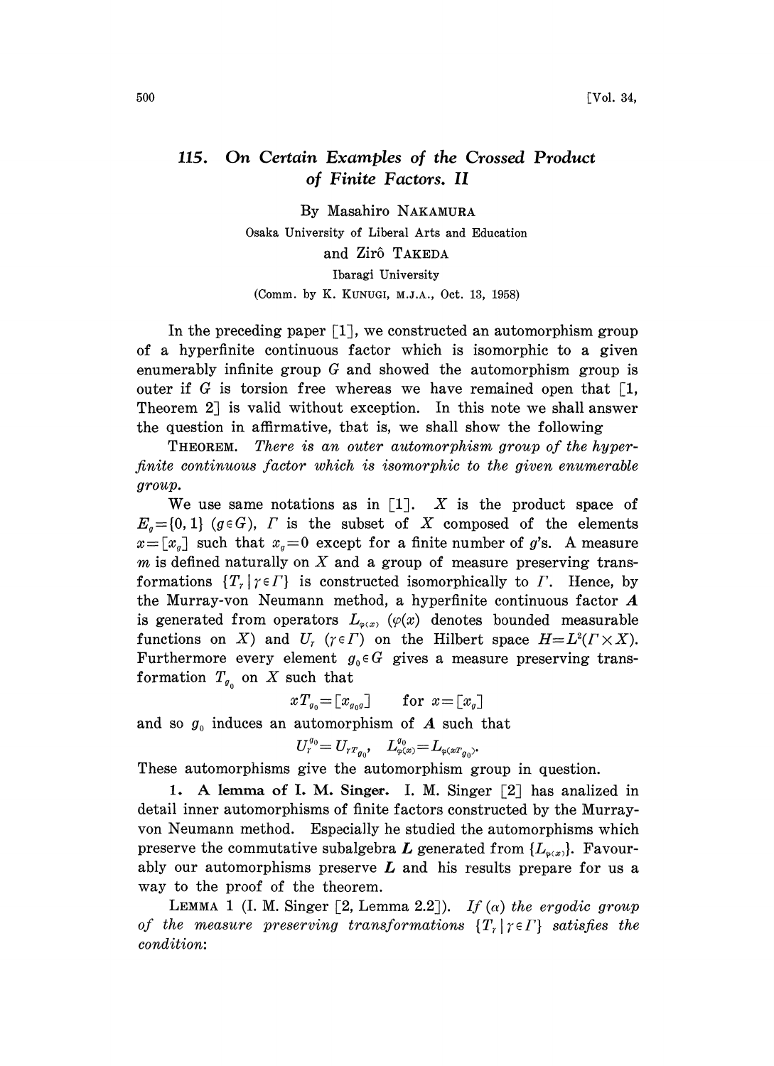# 115. On Certain Examples of the Crossed Product of Finite Factors. II

By Masahiro NAKAMURA

Osaka University of Liberal Arts and Education

and Zirô TAKEDA

Ibaragi University

(Comm. by K. KUNUGI, M.J.A., Oct. 13, 1958)

In the preceding paper [1], we constructed an automorphism group of a hyperfinite continuous factor which is isomorphic to a given enumerably infinite group $G$ and showed the automorphism group is outer if $G$ is torsion free whereas we have remained open that [1, Theorem 2] is valid without exception. In this note we shall answer the question in affirmative, that is, we shall show the following

THEOREM. *There is an outer automorphism group of the hyperfinite continuous factor which is isomorphic to the given enumerable group.*

We use same notations as in [1]. $X$ is the product space of $E_g=\{0, 1\}$ $(g\in G)$, $\Gamma$ is the subset of $X$ composed of the elements $x=[x_g]$ such that $x_g=0$ except for a finite number of $g$'s. A measure $m$ is defined naturally on $X$ and a group of measure preserving transformations $\{T_\gamma \mid \gamma\in \Gamma\}$ is constructed isomorphically to $\Gamma$. Hence, by the Murray-von Neumann method, a hyperfinite continuous factor $\boldsymbol{A}$ is generated from operators $L_{\varphi(x)}$ ($\varphi(x)$ denotes bounded measurable functions on $X$) and $U_\gamma$ $(\gamma\in\Gamma)$ on the Hilbert space $H=L^2(\Gamma\times X)$. Furthermore every element $g_0\in G$ gives a measure preserving transformation $T_{g_0}$ on $X$ such that

$$xT_{g_0}=[x_{g_0g}] \qquad \text{for } x=[x_g]$$

and so $g_0$ induces an automorphism of $\boldsymbol{A}$ such that

$$U_\gamma^{g_0}=U_{\gamma T_{g_0}}, \quad L_{\varphi(x)}^{g_0}=L_{\varphi(xT_{g_0})}.$$

These automorphisms give the automorphism group in question.

**1. A lemma of I. M. Singer.** I. M. Singer [2] has analized in detail inner automorphisms of finite factors constructed by the Murray-von Neumann method. Especially he studied the automorphisms which preserve the commutative subalgebra $\boldsymbol{L}$ generated from $\{L_{\varphi(x)}\}$. Favourably our automorphisms preserve $\boldsymbol{L}$ and his results prepare for us a way to the proof of the theorem.

LEMMA 1 (I. M. Singer [2, Lemma 2.2]). *If* ($\alpha$) *the ergodic group of the measure preserving transformations* $\{T_\gamma \mid \gamma\in\Gamma\}$ *satisfies the condition:*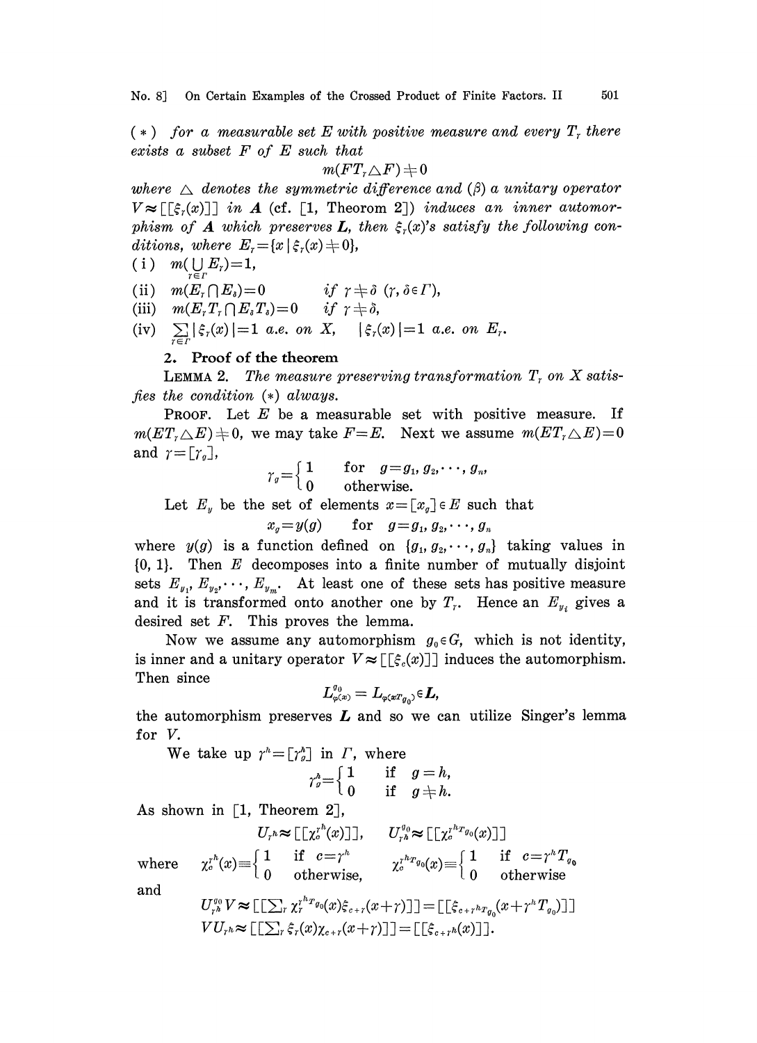(*) *for a measurable set $E$ with positive measure and every $T_\gamma$ there exists a subset $F$ of $E$ such that*

$$m(FT_\gamma \triangle F) \neq 0$$

*where $\triangle$ denotes the symmetric difference and* ($\beta$) *a unitary operator $V \approx [[\xi_\gamma(x)]]$ in $\boldsymbol{A}$* (cf. [1, Theorem 2]) *induces an inner automorphism of $\boldsymbol{A}$ which preserves $\boldsymbol{L}$, then $\xi_\gamma(x)$'s satisfy the following conditions, where $E_\gamma = \{x \mid \xi_\gamma(x) \neq 0\}$,*

(i) $m(\bigcup_{\gamma \in \Gamma} E_\gamma) = 1$,

(ii) $m(E_\gamma \cap E_\delta) = 0 \quad$ *if* $\gamma \neq \delta$ $(\gamma, \delta \in \Gamma)$,

(iii) $m(E_\gamma T_\gamma \cap E_\delta T_\delta) = 0 \quad$ *if* $\gamma \neq \delta$,

(iv) $\sum_{\gamma \in \Gamma} |\xi_\gamma(x)| = 1$ *a.e. on* $X$, $\quad |\xi_\gamma(x)| = 1$ *a.e. on* $E_\gamma$.

## 2. Proof of the theorem

LEMMA 2. *The measure preserving transformation $T_\gamma$ on $X$ satisfies the condition* (*) *always.*

PROOF. Let $E$ be a measurable set with positive measure. If $m(ET_\gamma \triangle E) \neq 0$, we may take $F = E$. Next we assume $m(ET_\gamma \triangle E) = 0$ and $\gamma = [\gamma_g]$,

$$\gamma_g = \begin{cases} 1 & \text{for} \quad g = g_1, g_2, \cdots, g_n, \\ 0 & \text{otherwise.} \end{cases}$$

Let $E_y$ be the set of elements $x = [x_g] \in E$ such that

$$x_g = y(g) \qquad \text{for} \quad g = g_1, g_2, \cdots, g_n$$

where $y(g)$ is a function defined on $\{g_1, g_2, \cdots, g_n\}$ taking values in $\{0, 1\}$. Then $E$ decomposes into a finite number of mutually disjoint sets $E_{y_1}, E_{y_2}, \cdots, E_{y_m}$. At least one of these sets has positive measure and it is transformed onto another one by $T_\gamma$. Hence an $E_{y_i}$ gives a desired set $F$. This proves the lemma.

Now we assume any automorphism $g_0 \in G$, which is not identity, is inner and a unitary operator $V \approx [[\xi_c(x)]]$ induces the automorphism. Then since

$$L^{g_0}_{\varphi(x)} = L_{\varphi(xT_{g_0})} \in \boldsymbol{L},$$

the automorphism preserves $\boldsymbol{L}$ and so we can utilize Singer's lemma for $V$.

We take up $\gamma^h = [\gamma^h_g]$ in $\Gamma$, where

$$\gamma^h_g = \begin{cases} 1 & \text{if} \quad g = h, \\ 0 & \text{if} \quad g \neq h. \end{cases}$$

As shown in [1, Theorem 2],

$$U_{\gamma^h} \approx [[\chi^{\gamma^h}_c(x)]], \qquad U^{g_0}_{\gamma^h} \approx [[\chi^{\gamma^h T_{g_0}}_c(x)]]$$

where $\quad \chi^{\gamma^h}_c(x) \equiv \begin{cases} 1 & \text{if} \quad c = \gamma^h \\ 0 & \text{otherwise,} \end{cases} \qquad \chi^{\gamma^h T_{g_0}}_c(x) \equiv \begin{cases} 1 & \text{if} \quad c = \gamma^h T_{g_0} \\ 0 & \text{otherwise} \end{cases}$

and

$$U^{g_0}_{\gamma^h} V \approx [[\textstyle\sum_\gamma \chi^{\gamma^h T_{g_0}}_\gamma(x) \xi_{c+\gamma}(x+\gamma)]] = [[\xi_{c+\gamma^h T_{g_0}}(x + \gamma^h T_{g_0})]]$$

$$V U_{\gamma^h} \approx [[\textstyle\sum_\gamma \xi_\gamma(x) \chi_{c+\gamma}(x+\gamma)]] = [[\xi_{c+\gamma^h}(x)]].$$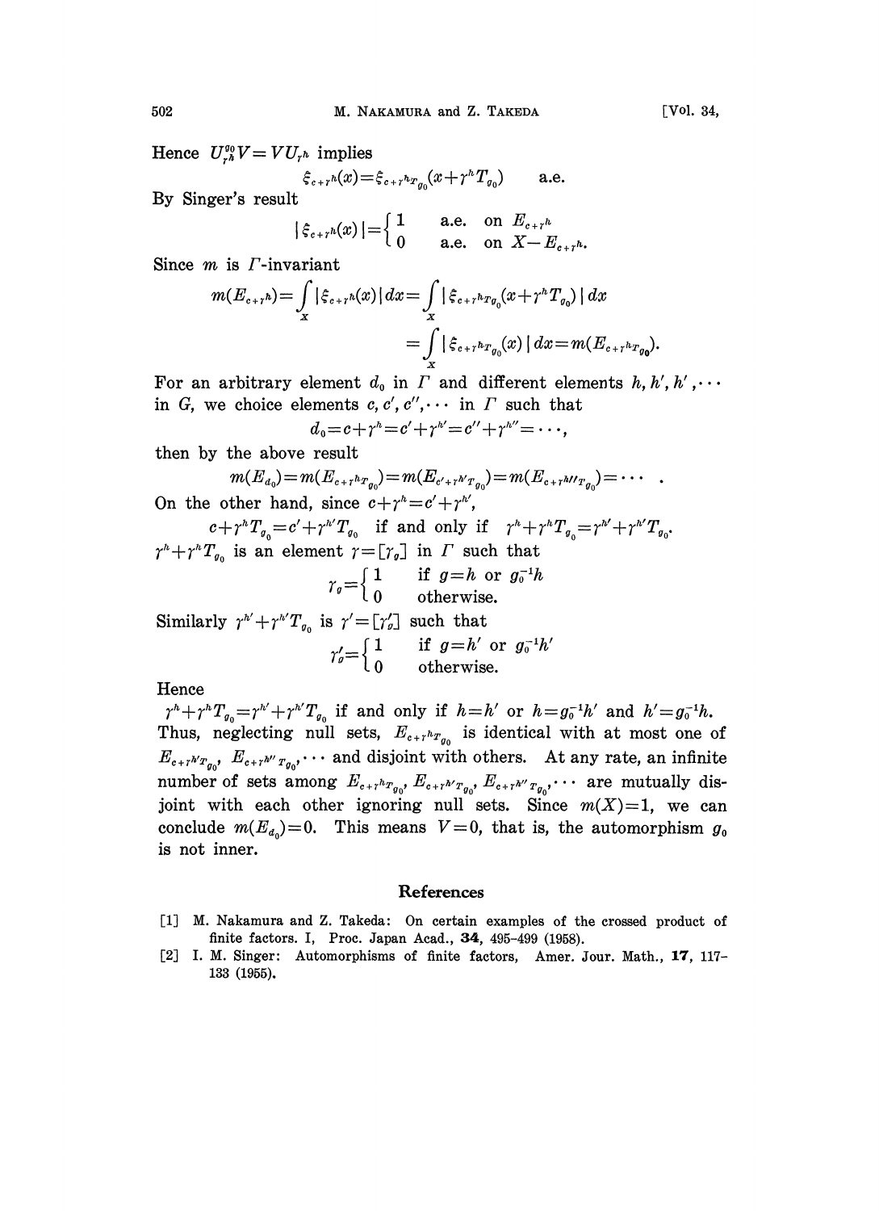Hence $U^{g_0}_{\gamma^h} V = V U_{\gamma^h}$ implies

$$\xi_{c+\gamma^h}(x) = \xi_{c+\gamma^h T_{g_0}}(x + \gamma^h T_{g_0}) \qquad \text{a.e.}$$

By Singer's result

$$|\xi_{c+\gamma^h}(x)| = \begin{cases} 1 & \text{a.e. on } E_{c+\gamma^h} \\ 0 & \text{a.e. on } X - E_{c+\gamma^h}. \end{cases}$$

Since $m$ is $\Gamma$-invariant

$$m(E_{c+\gamma^h}) = \int_X |\xi_{c+\gamma^h}(x)|\, dx = \int_X |\xi_{c+\gamma^h T_{g_0}}(x + \gamma^h T_{g_0})|\, dx$$
$$= \int_X |\xi_{c+\gamma^h T_{g_0}}(x)|\, dx = m(E_{c+\gamma^h T_{g_0}}).$$

For an arbitrary element $d_0$ in $\Gamma$ and different elements $h, h', h', \cdots$ in $G$, we choice elements $c, c', c'', \cdots$ in $\Gamma$ such that

$$d_0 = c + \gamma^h = c' + \gamma^{h'} = c'' + \gamma^{h''} = \cdots,$$

then by the above result

$$m(E_{d_0}) = m(E_{c+\gamma^h T_{g_0}}) = m(E_{c'+\gamma^{h'} T_{g_0}}) = m(E_{c+\gamma^{h''} T_{g_0}}) = \cdots \quad .$$

On the other hand, since $c + \gamma^h = c' + \gamma^{h'}$,

$$c + \gamma^h T_{g_0} = c' + \gamma^{h'} T_{g_0} \quad \text{if and only if} \quad \gamma^h + \gamma^h T_{g_0} = \gamma^{h'} + \gamma^{h'} T_{g_0}.$$

$\gamma^h + \gamma^h T_{g_0}$ is an element $\gamma = [\gamma_g]$ in $\Gamma$ such that

$$\gamma_g = \begin{cases} 1 & \text{if } g = h \text{ or } g_0^{-1} h \\ 0 & \text{otherwise.} \end{cases}$$

Similarly $\gamma^{h'} + \gamma^{h'} T_{g_0}$ is $\gamma' = [\gamma'_g]$ such that

$$\gamma'_g = \begin{cases} 1 & \text{if } g = h' \text{ or } g_0^{-1} h' \\ 0 & \text{otherwise.} \end{cases}$$

Hence

$\gamma^h + \gamma^h T_{g_0} = \gamma^{h'} + \gamma^{h'} T_{g_0}$ if and only if $h = h'$ or $h = g_0^{-1} h'$ and $h' = g_0^{-1} h$. Thus, neglecting null sets, $E_{c+\gamma^h T_{g_0}}$ is identical with at most one of $E_{c+\gamma^{h'} T_{g_0}}, E_{c+\gamma^{h''} T_{g_0}}, \cdots$ and disjoint with others. At any rate, an infinite number of sets among $E_{c+\gamma^h T_{g_0}}, E_{c+\gamma^{h'} T_{g_0}}, E_{c+\gamma^{h''} T_{g_0}}, \cdots$ are mutually disjoint with each other ignoring null sets. Since $m(X) = 1$, we can conclude $m(E_{d_0}) = 0$. This means $V = 0$, that is, the automorphism $g_0$ is not inner.

## References

[1] M. Nakamura and Z. Takeda: On certain examples of the crossed product of finite factors. I, Proc. Japan Acad., **34**, 495–499 (1958).

[2] I. M. Singer: Automorphisms of finite factors, Amer. Jour. Math., **17**, 117–133 (1955).